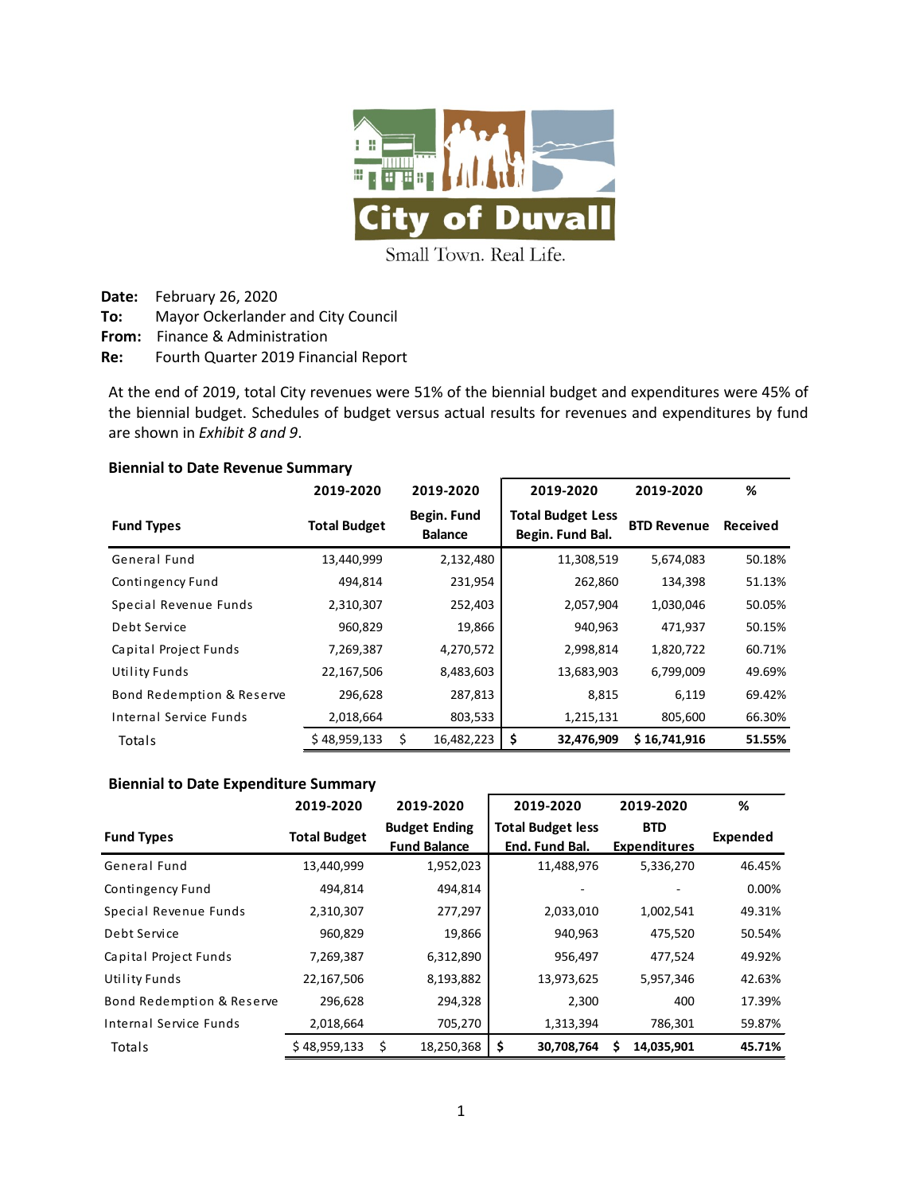City of Duvall

Small Town. Real Life.

**Date:** February 26, 2020
**To:** Mayor Ockerlander and City Council
**From:** Finance & Administration
**Re:** Fourth Quarter 2019 Financial Report

At the end of 2019, total City revenues were 51% of the biennial budget and expenditures were 45% of the biennial budget. Schedules of budget versus actual results for revenues and expenditures by fund are shown in *Exhibit 8 and 9*.

**Biennial to Date Revenue Summary**

| Fund Types | 2019-2020 Total Budget | 2019-2020 Begin. Fund Balance | 2019-2020 Total Budget Less Begin. Fund Bal. | 2019-2020 BTD Revenue | % Received |
|---|---|---|---|---|---|
| General Fund | 13,440,999 | 2,132,480 | 11,308,519 | 5,674,083 | 50.18% |
| Contingency Fund | 494,814 | 231,954 | 262,860 | 134,398 | 51.13% |
| Special Revenue Funds | 2,310,307 | 252,403 | 2,057,904 | 1,030,046 | 50.05% |
| Debt Service | 960,829 | 19,866 | 940,963 | 471,937 | 50.15% |
| Capital Project Funds | 7,269,387 | 4,270,572 | 2,998,814 | 1,820,722 | 60.71% |
| Utility Funds | 22,167,506 | 8,483,603 | 13,683,903 | 6,799,009 | 49.69% |
| Bond Redemption & Reserve | 296,628 | 287,813 | 8,815 | 6,119 | 69.42% |
| Internal Service Funds | 2,018,664 | 803,533 | 1,215,131 | 805,600 | 66.30% |
| Totals | $ 48,959,133 | $ 16,482,223 | **$ 32,476,909** | **$ 16,741,916** | **51.55%** |

**Biennial to Date Expenditure Summary**

| Fund Types | 2019-2020 Total Budget | 2019-2020 Budget Ending Fund Balance | 2019-2020 Total Budget less End. Fund Bal. | 2019-2020 BTD Expenditures | % Expended |
|---|---|---|---|---|---|
| General Fund | 13,440,999 | 1,952,023 | 11,488,976 | 5,336,270 | 46.45% |
| Contingency Fund | 494,814 | 494,814 | - | - | 0.00% |
| Special Revenue Funds | 2,310,307 | 277,297 | 2,033,010 | 1,002,541 | 49.31% |
| Debt Service | 960,829 | 19,866 | 940,963 | 475,520 | 50.54% |
| Capital Project Funds | 7,269,387 | 6,312,890 | 956,497 | 477,524 | 49.92% |
| Utility Funds | 22,167,506 | 8,193,882 | 13,973,625 | 5,957,346 | 42.63% |
| Bond Redemption & Reserve | 296,628 | 294,328 | 2,300 | 400 | 17.39% |
| Internal Service Funds | 2,018,664 | 705,270 | 1,313,394 | 786,301 | 59.87% |
| Totals | $ 48,959,133 | $ 18,250,368 | **$ 30,708,764** | **$ 14,035,901** | **45.71%** |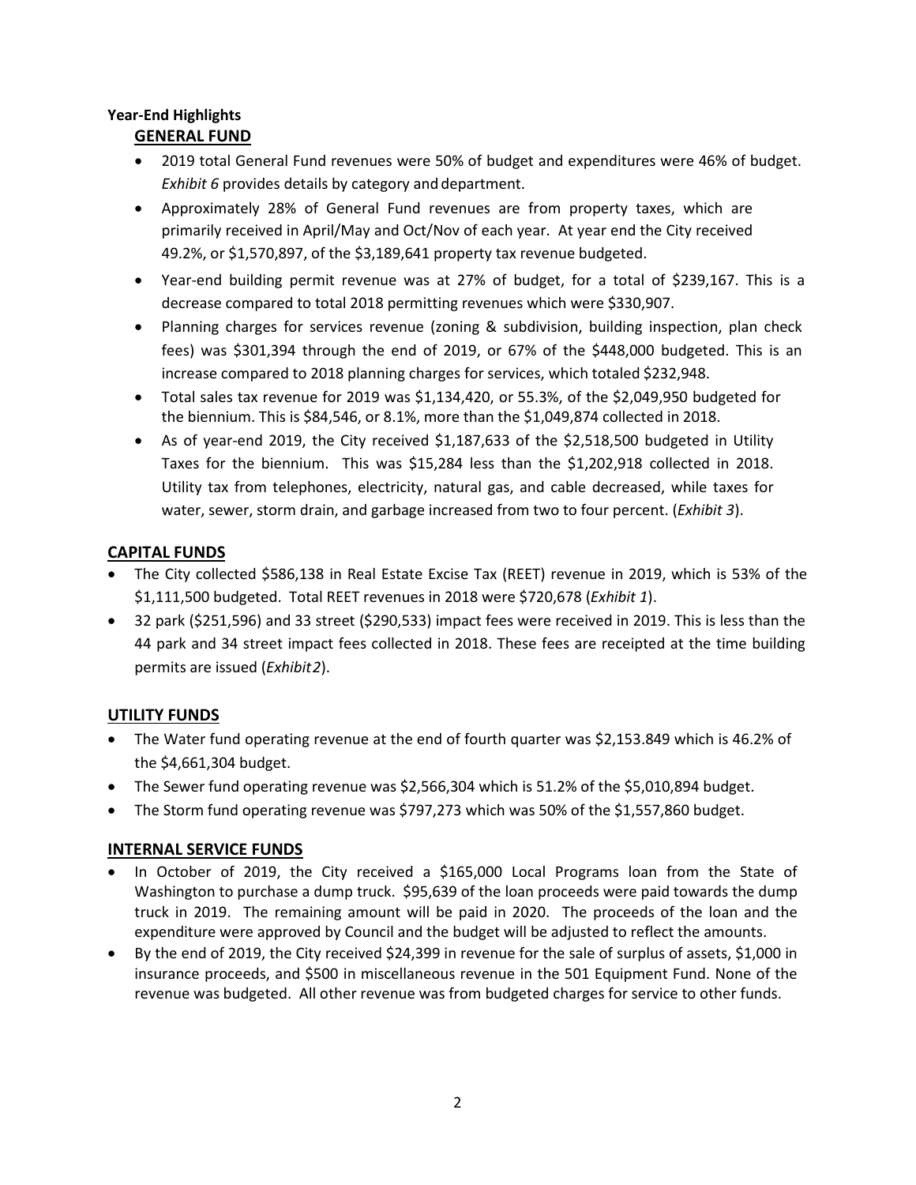**Year-End Highlights**

## GENERAL FUND

- 2019 total General Fund revenues were 50% of budget and expenditures were 46% of budget. *Exhibit 6* provides details by category and department.
- Approximately 28% of General Fund revenues are from property taxes, which are primarily received in April/May and Oct/Nov of each year. At year end the City received 49.2%, or $1,570,897, of the $3,189,641 property tax revenue budgeted.
- Year-end building permit revenue was at 27% of budget, for a total of $239,167. This is a decrease compared to total 2018 permitting revenues which were $330,907.
- Planning charges for services revenue (zoning & subdivision, building inspection, plan check fees) was $301,394 through the end of 2019, or 67% of the $448,000 budgeted. This is an increase compared to 2018 planning charges for services, which totaled $232,948.
- Total sales tax revenue for 2019 was $1,134,420, or 55.3%, of the $2,049,950 budgeted for the biennium. This is $84,546, or 8.1%, more than the $1,049,874 collected in 2018.
- As of year-end 2019, the City received $1,187,633 of the $2,518,500 budgeted in Utility Taxes for the biennium. This was $15,284 less than the $1,202,918 collected in 2018. Utility tax from telephones, electricity, natural gas, and cable decreased, while taxes for water, sewer, storm drain, and garbage increased from two to four percent. (*Exhibit 3*).

## CAPITAL FUNDS

- The City collected $586,138 in Real Estate Excise Tax (REET) revenue in 2019, which is 53% of the $1,111,500 budgeted. Total REET revenues in 2018 were $720,678 (*Exhibit 1*).
- 32 park ($251,596) and 33 street ($290,533) impact fees were received in 2019. This is less than the 44 park and 34 street impact fees collected in 2018. These fees are receipted at the time building permits are issued (*Exhibit 2*).

## UTILITY FUNDS

- The Water fund operating revenue at the end of fourth quarter was $2,153.849 which is 46.2% of the $4,661,304 budget.
- The Sewer fund operating revenue was $2,566,304 which is 51.2% of the $5,010,894 budget.
- The Storm fund operating revenue was $797,273 which was 50% of the $1,557,860 budget.

## INTERNAL SERVICE FUNDS

- In October of 2019, the City received a $165,000 Local Programs loan from the State of Washington to purchase a dump truck. $95,639 of the loan proceeds were paid towards the dump truck in 2019. The remaining amount will be paid in 2020. The proceeds of the loan and the expenditure were approved by Council and the budget will be adjusted to reflect the amounts.
- By the end of 2019, the City received $24,399 in revenue for the sale of surplus of assets, $1,000 in insurance proceeds, and $500 in miscellaneous revenue in the 501 Equipment Fund. None of the revenue was budgeted. All other revenue was from budgeted charges for service to other funds.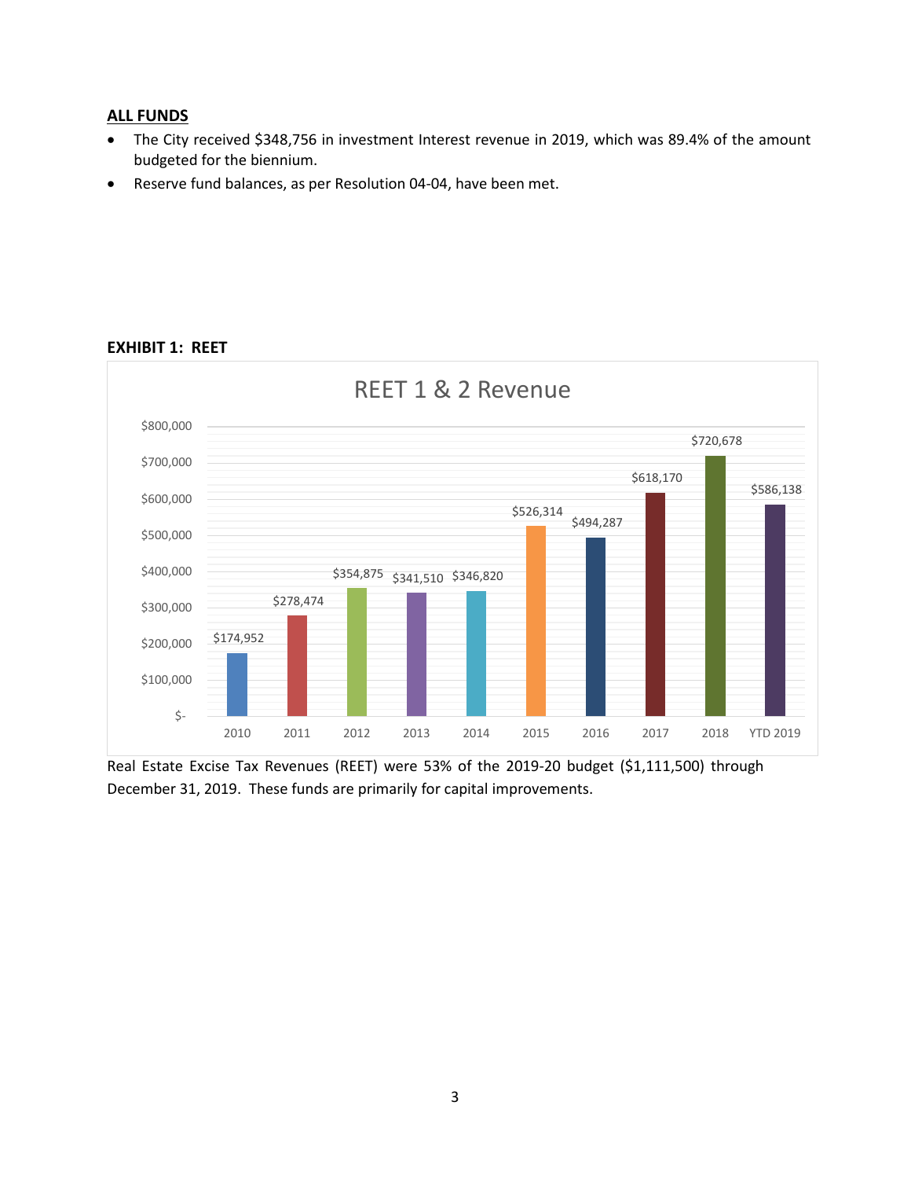## ALL FUNDS

- The City received $348,756 in investment Interest revenue in 2019, which was 89.4% of the amount budgeted for the biennium.
- Reserve fund balances, as per Resolution 04-04, have been met.

**EXHIBIT 1: REET**

REET 1 & 2 Revenue

| Year | Revenue |
|---|---|
| 2010 | $174,952 |
| 2011 | $278,474 |
| 2012 | $354,875 |
| 2013 | $341,510 |
| 2014 | $346,820 |
| 2015 | $526,314 |
| 2016 | $494,287 |
| 2017 | $618,170 |
| 2018 | $720,678 |
| YTD 2019 | $586,138 |

Real Estate Excise Tax Revenues (REET) were 53% of the 2019-20 budget ($1,111,500) through December 31, 2019. These funds are primarily for capital improvements.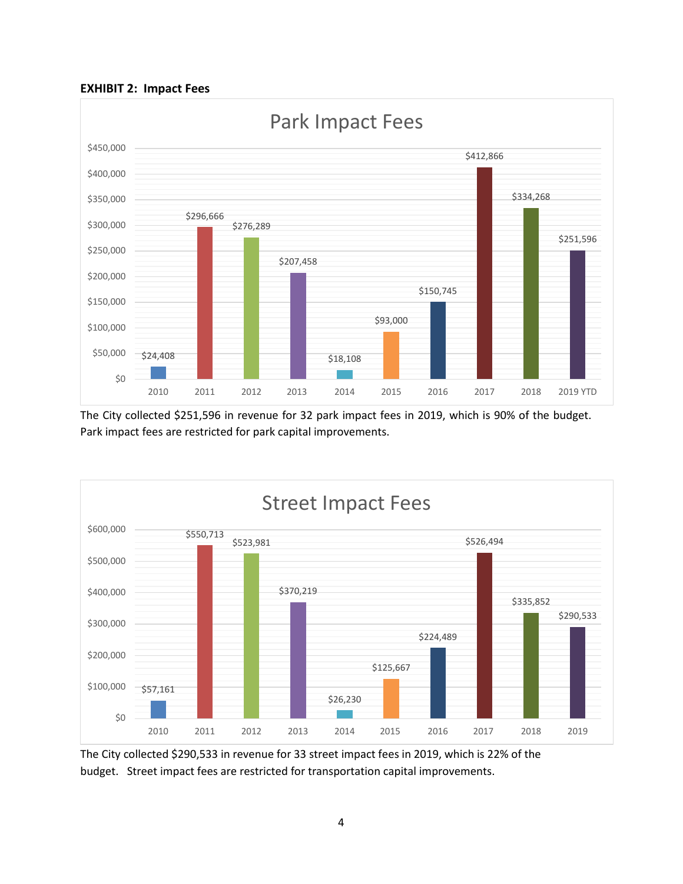**EXHIBIT 2: Impact Fees**

**Park Impact Fees**

| Year | Park Impact Fees |
|---|---|
| 2010 | $24,408 |
| 2011 | $296,666 |
| 2012 | $276,289 |
| 2013 | $207,458 |
| 2014 | $18,108 |
| 2015 | $93,000 |
| 2016 | $150,745 |
| 2017 | $412,866 |
| 2018 | $334,268 |
| 2019 YTD | $251,596 |

The City collected $251,596 in revenue for 32 park impact fees in 2019, which is 90% of the budget. Park impact fees are restricted for park capital improvements.

**Street Impact Fees**

| Year | Street Impact Fees |
|---|---|
| 2010 | $57,161 |
| 2011 | $550,713 |
| 2012 | $523,981 |
| 2013 | $370,219 |
| 2014 | $26,230 |
| 2015 | $125,667 |
| 2016 | $224,489 |
| 2017 | $526,494 |
| 2018 | $335,852 |
| 2019 | $290,533 |

The City collected $290,533 in revenue for 33 street impact fees in 2019, which is 22% of the budget. Street impact fees are restricted for transportation capital improvements.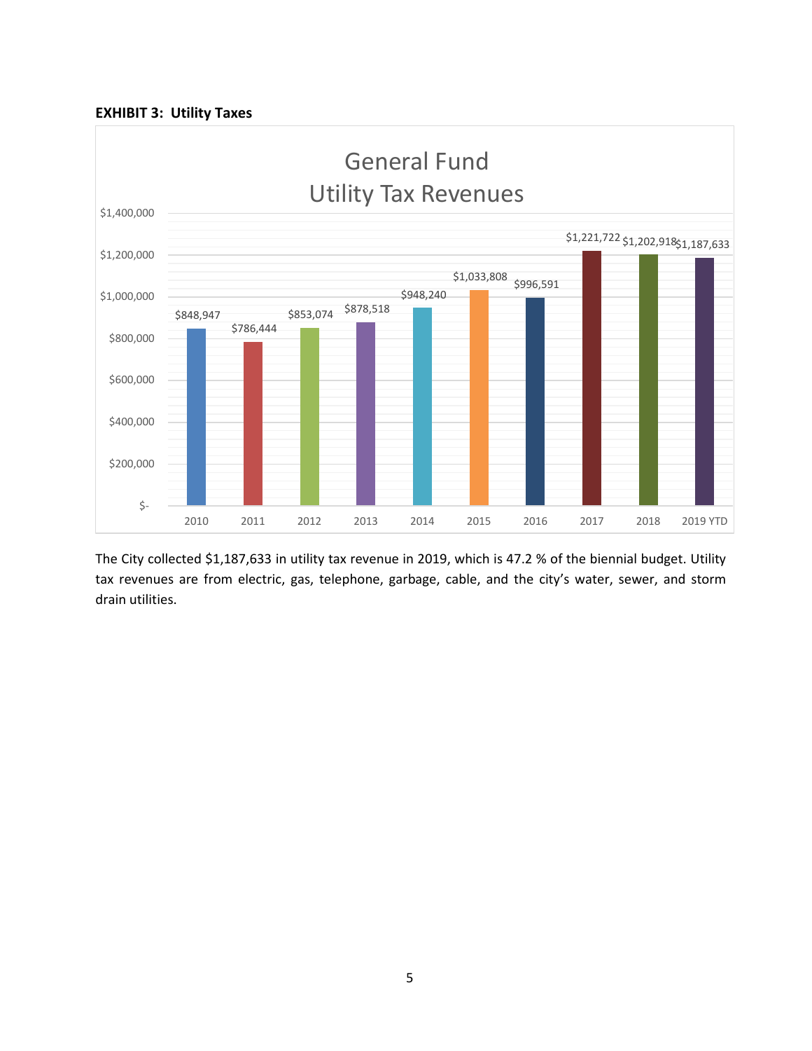**EXHIBIT 3: Utility Taxes**

General Fund Utility Tax Revenues

| Year | Revenue |
| --- | --- |
| 2010 | $848,947 |
| 2011 | $786,444 |
| 2012 | $853,074 |
| 2013 | $878,518 |
| 2014 | $948,240 |
| 2015 | $1,033,808 |
| 2016 | $996,591 |
| 2017 | $1,221,722 |
| 2018 | $1,202,918 |
| 2019 YTD | $1,187,633 |

The City collected $1,187,633 in utility tax revenue in 2019, which is 47.2 % of the biennial budget. Utility tax revenues are from electric, gas, telephone, garbage, cable, and the city's water, sewer, and storm drain utilities.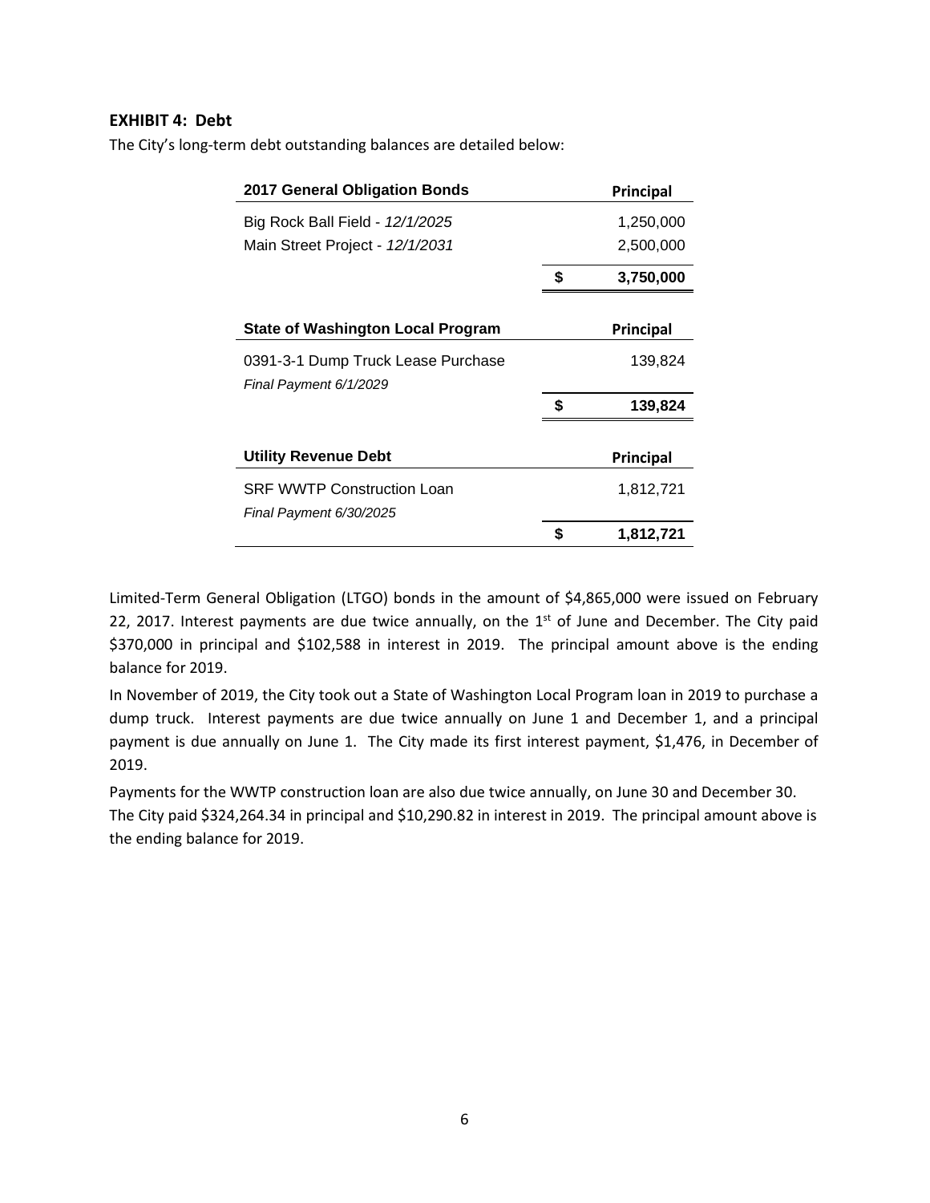**EXHIBIT 4: Debt**

The City's long-term debt outstanding balances are detailed below:

| 2017 General Obligation Bonds | | Principal |
|---|---|---|
| Big Rock Ball Field - *12/1/2025* | | 1,250,000 |
| Main Street Project - *12/1/2031* | | 2,500,000 |
| | **$** | **3,750,000** |

| State of Washington Local Program | | Principal |
|---|---|---|
| 0391-3-1 Dump Truck Lease Purchase<br>*Final Payment 6/1/2029* | | 139,824 |
| | **$** | **139,824** |

| Utility Revenue Debt | | Principal |
|---|---|---|
| SRF WWTP Construction Loan<br>*Final Payment 6/30/2025* | | 1,812,721 |
| | **$** | **1,812,721** |

Limited-Term General Obligation (LTGO) bonds in the amount of $4,865,000 were issued on February 22, 2017. Interest payments are due twice annually, on the 1st of June and December. The City paid $370,000 in principal and $102,588 in interest in 2019. The principal amount above is the ending balance for 2019.

In November of 2019, the City took out a State of Washington Local Program loan in 2019 to purchase a dump truck. Interest payments are due twice annually on June 1 and December 1, and a principal payment is due annually on June 1. The City made its first interest payment, $1,476, in December of 2019.

Payments for the WWTP construction loan are also due twice annually, on June 30 and December 30.
The City paid $324,264.34 in principal and $10,290.82 in interest in 2019. The principal amount above is the ending balance for 2019.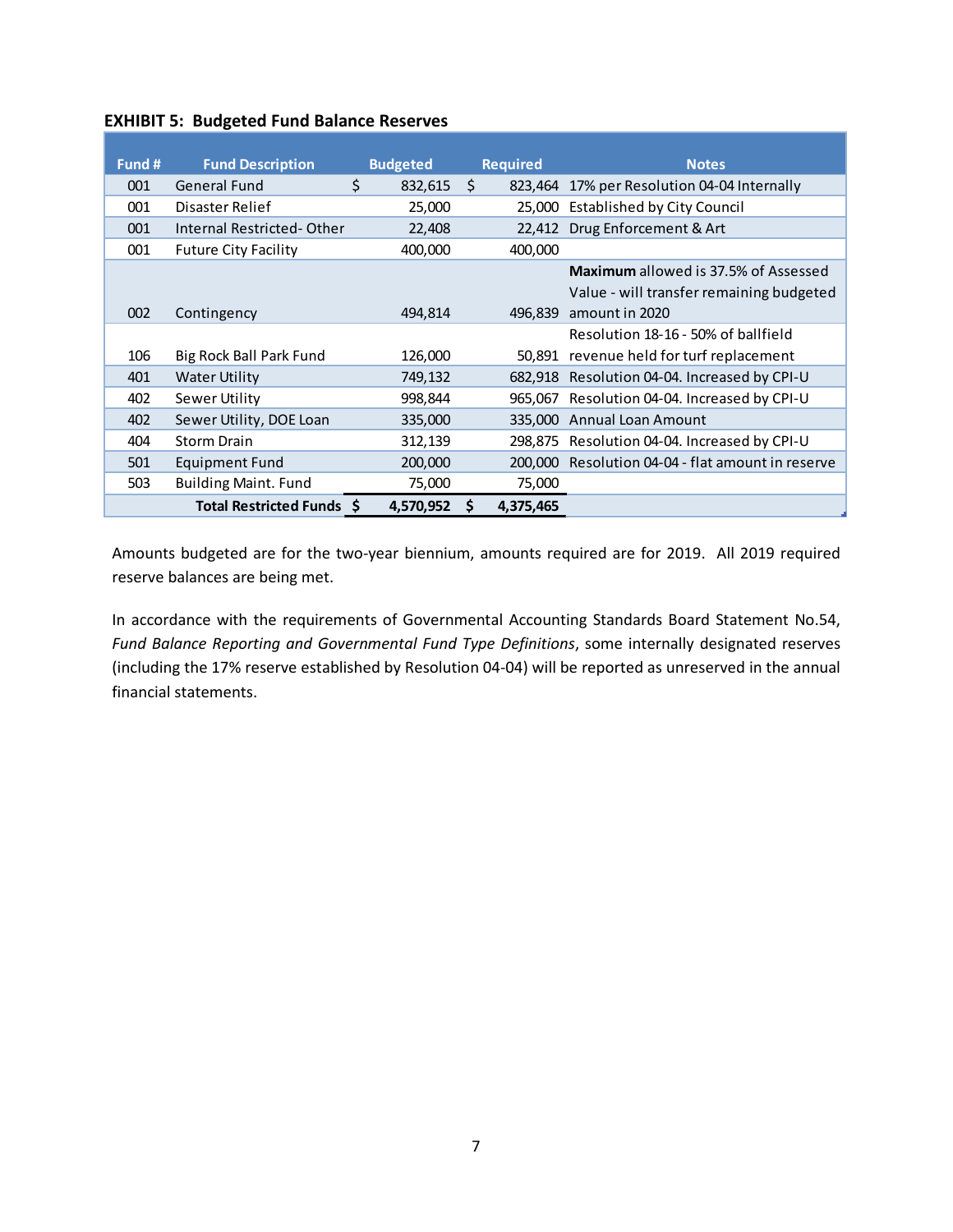**EXHIBIT 5: Budgeted Fund Balance Reserves**

| Fund # | Fund Description | Budgeted | Required | Notes |
|---|---|---|---|---|
| 001 | General Fund | $ 832,615 | $ 823,464 | 17% per Resolution 04-04 Internally |
| 001 | Disaster Relief | 25,000 | 25,000 | Established by City Council |
| 001 | Internal Restricted- Other | 22,408 | 22,412 | Drug Enforcement & Art |
| 001 | Future City Facility | 400,000 | 400,000 | |
| 002 | Contingency | 494,814 | 496,839 | **Maximum** allowed is 37.5% of Assessed Value - will transfer remaining budgeted amount in 2020 |
| 106 | Big Rock Ball Park Fund | 126,000 | 50,891 | Resolution 18-16 - 50% of ballfield revenue held for turf replacement |
| 401 | Water Utility | 749,132 | 682,918 | Resolution 04-04. Increased by CPI-U |
| 402 | Sewer Utility | 998,844 | 965,067 | Resolution 04-04. Increased by CPI-U |
| 402 | Sewer Utility, DOE Loan | 335,000 | 335,000 | Annual Loan Amount |
| 404 | Storm Drain | 312,139 | 298,875 | Resolution 04-04. Increased by CPI-U |
| 501 | Equipment Fund | 200,000 | 200,000 | Resolution 04-04 - flat amount in reserve |
| 503 | Building Maint. Fund | 75,000 | 75,000 | |
| | **Total Restricted Funds** | **$ 4,570,952** | **$ 4,375,465** | |

Amounts budgeted are for the two-year biennium, amounts required are for 2019. All 2019 required reserve balances are being met.

In accordance with the requirements of Governmental Accounting Standards Board Statement No.54, *Fund Balance Reporting and Governmental Fund Type Definitions*, some internally designated reserves (including the 17% reserve established by Resolution 04-04) will be reported as unreserved in the annual financial statements.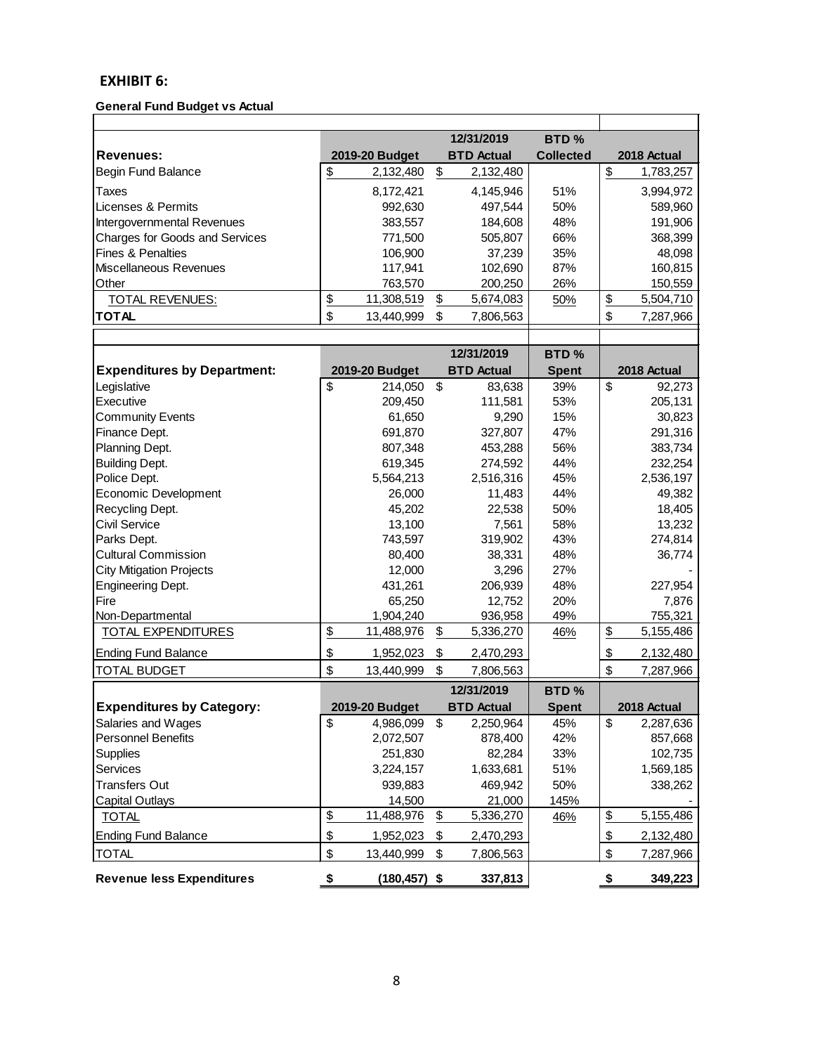**EXHIBIT 6:**

**General Fund Budget vs Actual**

| **Revenues:** | **2019-20 Budget** | **12/31/2019 BTD Actual** | **BTD % Collected** | **2018 Actual** |
|---|---|---|---|---|
| Begin Fund Balance | $ 2,132,480 | $ 2,132,480 | | $ 1,783,257 |
| Taxes | 8,172,421 | 4,145,946 | 51% | 3,994,972 |
| Licenses & Permits | 992,630 | 497,544 | 50% | 589,960 |
| Intergovernmental Revenues | 383,557 | 184,608 | 48% | 191,906 |
| Charges for Goods and Services | 771,500 | 505,807 | 66% | 368,399 |
| Fines & Penalties | 106,900 | 37,239 | 35% | 48,098 |
| Miscellaneous Revenues | 117,941 | 102,690 | 87% | 160,815 |
| Other | 763,570 | 200,250 | 26% | 150,559 |
| TOTAL REVENUES: | $ 11,308,519 | $ 5,674,083 | 50% | $ 5,504,710 |
| **TOTAL** | $ 13,440,999 | $ 7,806,563 | | $ 7,287,966 |

| **Expenditures by Department:** | **2019-20 Budget** | **12/31/2019 BTD Actual** | **BTD % Spent** | **2018 Actual** |
|---|---|---|---|---|
| Legislative | $ 214,050 | $ 83,638 | 39% | $ 92,273 |
| Executive | 209,450 | 111,581 | 53% | 205,131 |
| Community Events | 61,650 | 9,290 | 15% | 30,823 |
| Finance Dept. | 691,870 | 327,807 | 47% | 291,316 |
| Planning Dept. | 807,348 | 453,288 | 56% | 383,734 |
| Building Dept. | 619,345 | 274,592 | 44% | 232,254 |
| Police Dept. | 5,564,213 | 2,516,316 | 45% | 2,536,197 |
| Economic Development | 26,000 | 11,483 | 44% | 49,382 |
| Recycling Dept. | 45,202 | 22,538 | 50% | 18,405 |
| Civil Service | 13,100 | 7,561 | 58% | 13,232 |
| Parks Dept. | 743,597 | 319,902 | 43% | 274,814 |
| Cultural Commission | 80,400 | 38,331 | 48% | 36,774 |
| City Mitigation Projects | 12,000 | 3,296 | 27% | - |
| Engineering Dept. | 431,261 | 206,939 | 48% | 227,954 |
| Fire | 65,250 | 12,752 | 20% | 7,876 |
| Non-Departmental | 1,904,240 | 936,958 | 49% | 755,321 |
| TOTAL EXPENDITURES | $ 11,488,976 | $ 5,336,270 | 46% | $ 5,155,486 |
| Ending Fund Balance | $ 1,952,023 | $ 2,470,293 | | $ 2,132,480 |
| TOTAL BUDGET | $ 13,440,999 | $ 7,806,563 | | $ 7,287,966 |

| **Expenditures by Category:** | **2019-20 Budget** | **12/31/2019 BTD Actual** | **BTD % Spent** | **2018 Actual** |
|---|---|---|---|---|
| Salaries and Wages | $ 4,986,099 | $ 2,250,964 | 45% | $ 2,287,636 |
| Personnel Benefits | 2,072,507 | 878,400 | 42% | 857,668 |
| Supplies | 251,830 | 82,284 | 33% | 102,735 |
| Services | 3,224,157 | 1,633,681 | 51% | 1,569,185 |
| Transfers Out | 939,883 | 469,942 | 50% | 338,262 |
| Capital Outlays | 14,500 | 21,000 | 145% | - |
| TOTAL | $ 11,488,976 | $ 5,336,270 | 46% | $ 5,155,486 |
| Ending Fund Balance | $ 1,952,023 | $ 2,470,293 | | $ 2,132,480 |
| TOTAL | $ 13,440,999 | $ 7,806,563 | | $ 7,287,966 |
| **Revenue less Expenditures** | **$ (180,457)** | **$ 337,813** | | **$ 349,223** |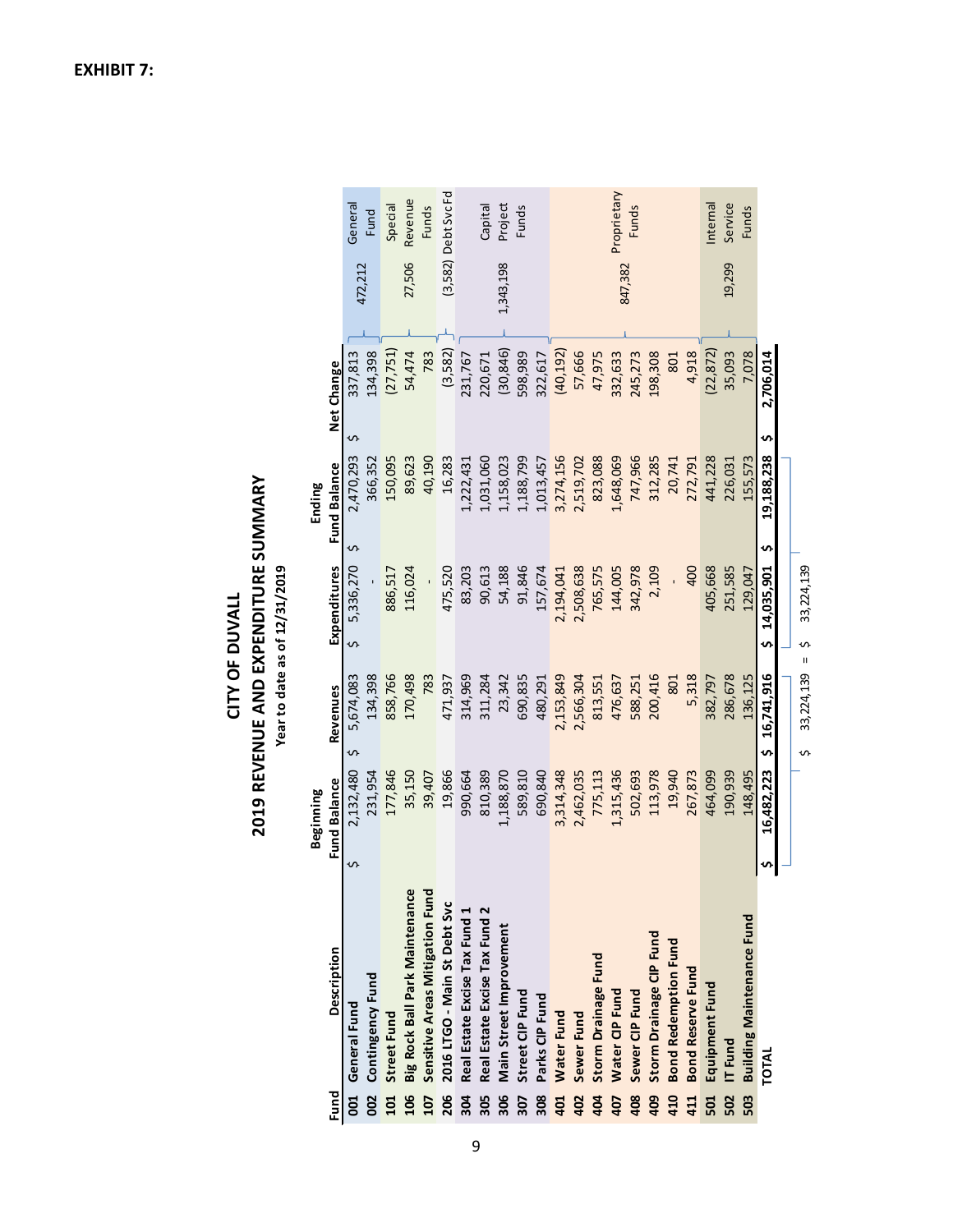**EXHIBIT 7:**

# CITY OF DUVALL

## 2019 REVENUE AND EXPENDITURE SUMMARY

**Year to date as of 12/31/2019**

| Fund | Description | Beginning Fund Balance | Revenues | Expenditures | Ending Fund Balance | Net Change | | |
|---|---|---|---|---|---|---|---|---|
| 001 | General Fund | $ 2,132,480 | $ 5,674,083 | $ 5,336,270 | $ 2,470,293 | $ 337,813 | 472,212 | General Fund |
| 002 | Contingency Fund | 231,954 | 134,398 | - | 366,352 | 134,398 | | |
| 101 | Street Fund | 177,846 | 858,766 | 886,517 | 150,095 | (27,751) | 27,506 | Special Revenue Funds |
| 106 | Big Rock Ball Park Maintenance | 35,150 | 170,498 | 116,024 | 89,623 | 54,474 | | |
| 107 | Sensitive Areas Mitigation Fund | 39,407 | 783 | - | 40,190 | 783 | | |
| 206 | 2016 LTGO - Main St Debt Svc | 19,866 | 471,937 | 475,520 | 16,283 | (3,582) | (3,582) | Debt Svc Fd |
| 304 | Real Estate Excise Tax Fund 1 | 990,664 | 314,969 | 83,203 | 1,222,431 | 231,767 | 1,343,198 | Capital Project Funds |
| 305 | Real Estate Excise Tax Fund 2 | 810,389 | 311,284 | 90,613 | 1,031,060 | 220,671 | | |
| 306 | Main Street Improvement | 1,188,870 | 23,342 | 54,188 | 1,158,023 | (30,846) | | |
| 307 | Street CIP Fund | 589,810 | 690,835 | 91,846 | 1,188,799 | 598,989 | | |
| 308 | Parks CIP Fund | 690,840 | 480,291 | 157,674 | 1,013,457 | 322,617 | | |
| 401 | Water Fund | 3,314,348 | 2,153,849 | 2,194,041 | 3,274,156 | (40,192) | 847,382 | Proprietary Funds |
| 402 | Sewer Fund | 2,462,035 | 2,566,304 | 2,508,638 | 2,519,702 | 57,666 | | |
| 404 | Storm Drainage Fund | 775,113 | 813,551 | 765,575 | 823,088 | 47,975 | | |
| 407 | Water CIP Fund | 1,315,436 | 476,637 | 144,005 | 1,648,069 | 332,633 | | |
| 408 | Sewer CIP Fund | 502,693 | 588,251 | 342,978 | 747,966 | 245,273 | | |
| 409 | Storm Drainage CIP Fund | 113,978 | 200,416 | 2,109 | 312,285 | 198,308 | | |
| 410 | Bond Redemption Fund | 19,940 | 801 | - | 20,741 | 801 | | |
| 411 | Bond Reserve Fund | 267,873 | 5,318 | 400 | 272,791 | 4,918 | | |
| 501 | Equipment Fund | 464,099 | 382,797 | 405,668 | 441,228 | (22,872) | 19,299 | Internal Service Funds |
| 502 | IT Fund | 190,939 | 286,678 | 251,585 | 226,031 | 35,093 | | |
| 503 | Building Maintenance Fund | 148,495 | 136,125 | 129,047 | 155,573 | 7,078 | | |
| | **TOTAL** | **$ 16,482,223** | **$ 16,741,916** | **$ 14,035,901** | **$ 19,188,238** | **$ 2,706,014** | | |

$ 33,224,139 = $ 33,224,139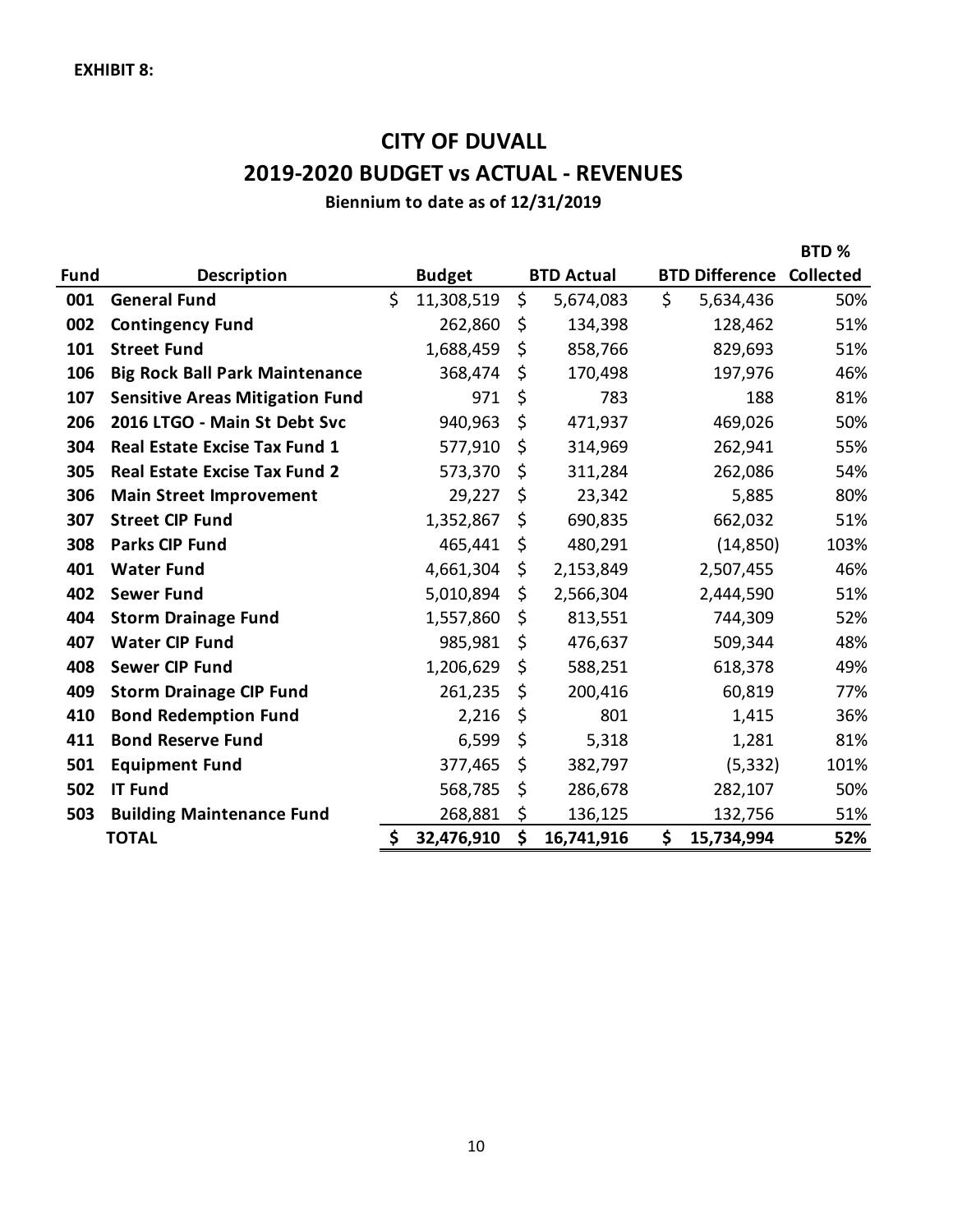**EXHIBIT 8:**

# CITY OF DUVALL

## 2019-2020 BUDGET vs ACTUAL - REVENUES

### Biennium to date as of 12/31/2019

| Fund | Description | Budget | BTD Actual | BTD Difference | BTD % Collected |
|---|---|---|---|---|---|
| 001 | **General Fund** | $ 11,308,519 | $ 5,674,083 | $ 5,634,436 | 50% |
| 002 | **Contingency Fund** | 262,860 | $ 134,398 | 128,462 | 51% |
| 101 | **Street Fund** | 1,688,459 | $ 858,766 | 829,693 | 51% |
| 106 | **Big Rock Ball Park Maintenance** | 368,474 | $ 170,498 | 197,976 | 46% |
| 107 | **Sensitive Areas Mitigation Fund** | 971 | $ 783 | 188 | 81% |
| 206 | **2016 LTGO - Main St Debt Svc** | 940,963 | $ 471,937 | 469,026 | 50% |
| 304 | **Real Estate Excise Tax Fund 1** | 577,910 | $ 314,969 | 262,941 | 55% |
| 305 | **Real Estate Excise Tax Fund 2** | 573,370 | $ 311,284 | 262,086 | 54% |
| 306 | **Main Street Improvement** | 29,227 | $ 23,342 | 5,885 | 80% |
| 307 | **Street CIP Fund** | 1,352,867 | $ 690,835 | 662,032 | 51% |
| 308 | **Parks CIP Fund** | 465,441 | $ 480,291 | (14,850) | 103% |
| 401 | **Water Fund** | 4,661,304 | $ 2,153,849 | 2,507,455 | 46% |
| 402 | **Sewer Fund** | 5,010,894 | $ 2,566,304 | 2,444,590 | 51% |
| 404 | **Storm Drainage Fund** | 1,557,860 | $ 813,551 | 744,309 | 52% |
| 407 | **Water CIP Fund** | 985,981 | $ 476,637 | 509,344 | 48% |
| 408 | **Sewer CIP Fund** | 1,206,629 | $ 588,251 | 618,378 | 49% |
| 409 | **Storm Drainage CIP Fund** | 261,235 | $ 200,416 | 60,819 | 77% |
| 410 | **Bond Redemption Fund** | 2,216 | $ 801 | 1,415 | 36% |
| 411 | **Bond Reserve Fund** | 6,599 | $ 5,318 | 1,281 | 81% |
| 501 | **Equipment Fund** | 377,465 | $ 382,797 | (5,332) | 101% |
| 502 | **IT Fund** | 568,785 | $ 286,678 | 282,107 | 50% |
| 503 | **Building Maintenance Fund** | 268,881 | $ 136,125 | 132,756 | 51% |
| | **TOTAL** | **$ 32,476,910** | **$ 16,741,916** | **$ 15,734,994** | **52%** |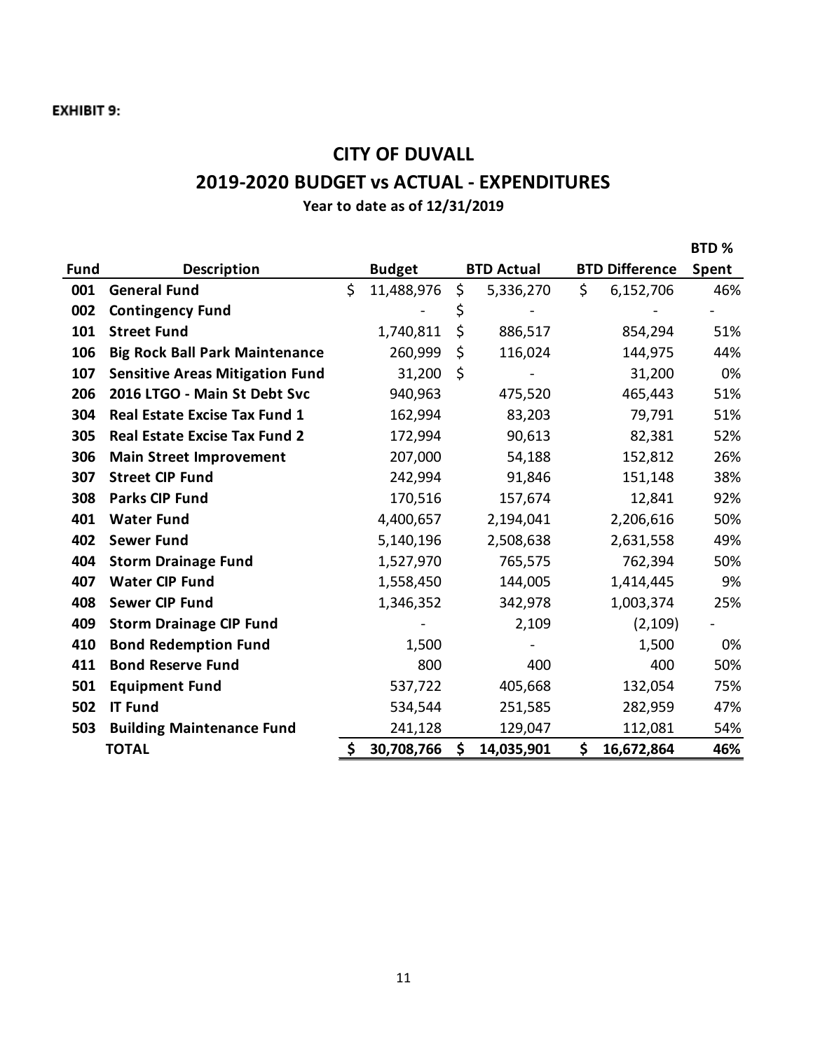**EXHIBIT 9:**

# CITY OF DUVALL

## 2019-2020 BUDGET vs ACTUAL - EXPENDITURES

**Year to date as of 12/31/2019**

| Fund | Description | Budget | BTD Actual | BTD Difference | BTD % Spent |
|---|---|---|---|---|---|
| **001** | **General Fund** | $ 11,488,976 | $ 5,336,270 | $ 6,152,706 | 46% |
| **002** | **Contingency Fund** | - | $ - | - | - |
| **101** | **Street Fund** | 1,740,811 | $ 886,517 | 854,294 | 51% |
| **106** | **Big Rock Ball Park Maintenance** | 260,999 | $ 116,024 | 144,975 | 44% |
| **107** | **Sensitive Areas Mitigation Fund** | 31,200 | $ - | 31,200 | 0% |
| **206** | **2016 LTGO - Main St Debt Svc** | 940,963 | 475,520 | 465,443 | 51% |
| **304** | **Real Estate Excise Tax Fund 1** | 162,994 | 83,203 | 79,791 | 51% |
| **305** | **Real Estate Excise Tax Fund 2** | 172,994 | 90,613 | 82,381 | 52% |
| **306** | **Main Street Improvement** | 207,000 | 54,188 | 152,812 | 26% |
| **307** | **Street CIP Fund** | 242,994 | 91,846 | 151,148 | 38% |
| **308** | **Parks CIP Fund** | 170,516 | 157,674 | 12,841 | 92% |
| **401** | **Water Fund** | 4,400,657 | 2,194,041 | 2,206,616 | 50% |
| **402** | **Sewer Fund** | 5,140,196 | 2,508,638 | 2,631,558 | 49% |
| **404** | **Storm Drainage Fund** | 1,527,970 | 765,575 | 762,394 | 50% |
| **407** | **Water CIP Fund** | 1,558,450 | 144,005 | 1,414,445 | 9% |
| **408** | **Sewer CIP Fund** | 1,346,352 | 342,978 | 1,003,374 | 25% |
| **409** | **Storm Drainage CIP Fund** | - | 2,109 | (2,109) | - |
| **410** | **Bond Redemption Fund** | 1,500 | - | 1,500 | 0% |
| **411** | **Bond Reserve Fund** | 800 | 400 | 400 | 50% |
| **501** | **Equipment Fund** | 537,722 | 405,668 | 132,054 | 75% |
| **502** | **IT Fund** | 534,544 | 251,585 | 282,959 | 47% |
| **503** | **Building Maintenance Fund** | 241,128 | 129,047 | 112,081 | 54% |
| | **TOTAL** | **$ 30,708,766** | **$ 14,035,901** | **$ 16,672,864** | **46%** |